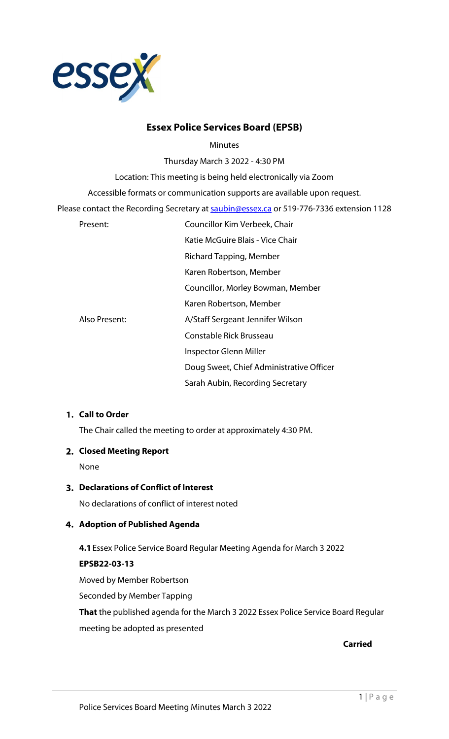# Essex Police Services Board (EPSB)

Minutes

Thursday March 3 2022 - 4:30 PM

Location: This meeting is being held electronically via Zoom

Accessible formats or communication supports are available upon request.

Please contact the Recording Secretary at saubin@essex.ca or 519-776-7336 extension 1128

| | |
|---|---|
| Present: | Councillor Kim Verbeek, Chair |
| | Katie McGuire Blais - Vice Chair |
| | Richard Tapping, Member |
| | Karen Robertson, Member |
| | Councillor, Morley Bowman, Member |
| | Karen Robertson, Member |
| Also Present: | A/Staff Sergeant Jennifer Wilson |
| | Constable Rick Brusseau |
| | Inspector Glenn Miller |
| | Doug Sweet, Chief Administrative Officer |
| | Sarah Aubin, Recording Secretary |

## 1. Call to Order

The Chair called the meeting to order at approximately 4:30 PM.

## 2. Closed Meeting Report

None

## 3. Declarations of Conflict of Interest

No declarations of conflict of interest noted

## 4. Adoption of Published Agenda

**4.1** Essex Police Service Board Regular Meeting Agenda for March 3 2022

**EPSB22-03-13**

Moved by Member Robertson

Seconded by Member Tapping

**That** the published agenda for the March 3 2022 Essex Police Service Board Regular meeting be adopted as presented

**Carried**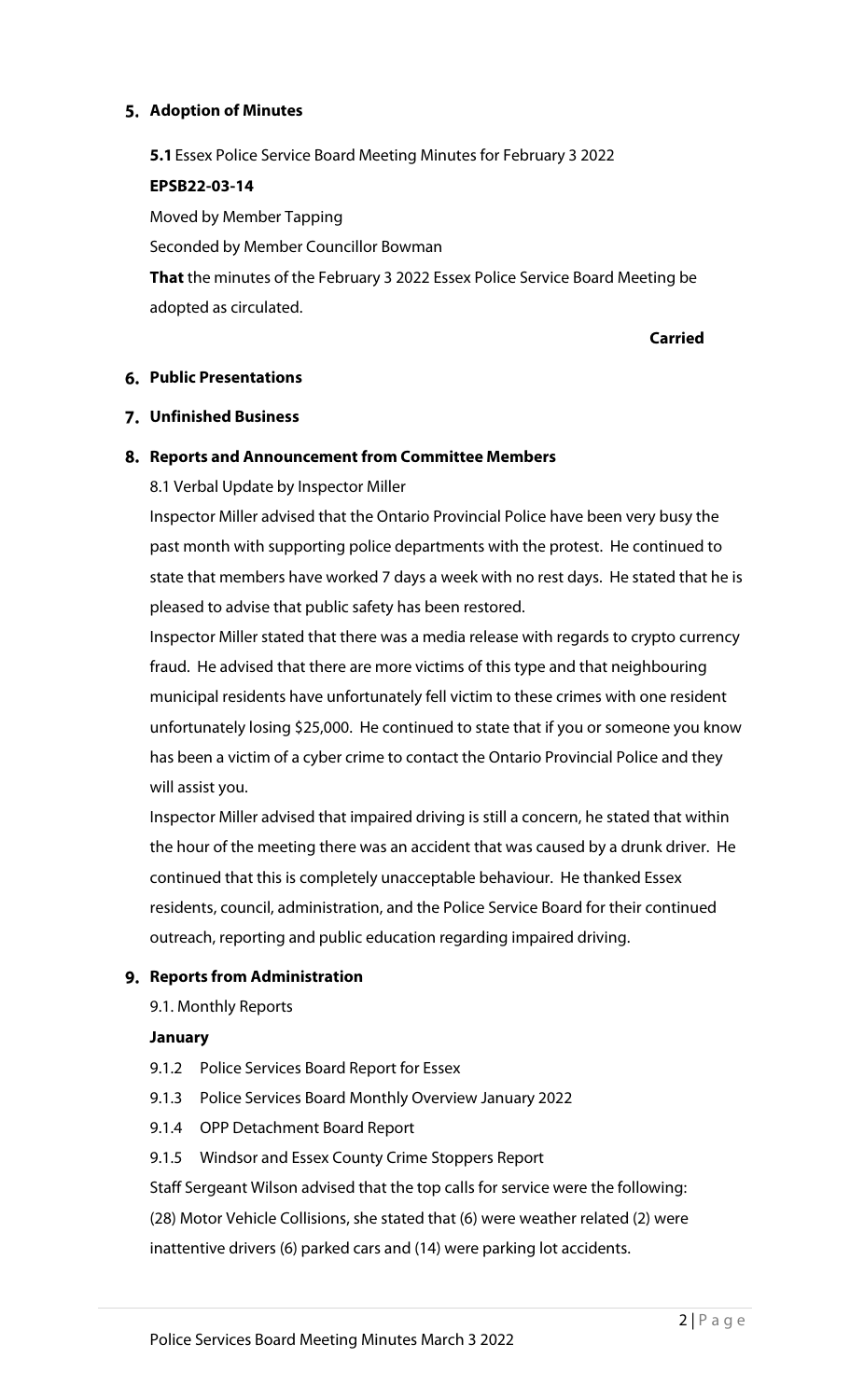## 5. Adoption of Minutes

**5.1** Essex Police Service Board Meeting Minutes for February 3 2022

**EPSB22-03-14**

Moved by Member Tapping

Seconded by Member Councillor Bowman

**That** the minutes of the February 3 2022 Essex Police Service Board Meeting be adopted as circulated.

**Carried**

## 6. Public Presentations

## 7. Unfinished Business

## 8. Reports and Announcement from Committee Members

8.1 Verbal Update by Inspector Miller

Inspector Miller advised that the Ontario Provincial Police have been very busy the past month with supporting police departments with the protest. He continued to state that members have worked 7 days a week with no rest days. He stated that he is pleased to advise that public safety has been restored.

Inspector Miller stated that there was a media release with regards to crypto currency fraud. He advised that there are more victims of this type and that neighbouring municipal residents have unfortunately fell victim to these crimes with one resident unfortunately losing $25,000. He continued to state that if you or someone you know has been a victim of a cyber crime to contact the Ontario Provincial Police and they will assist you.

Inspector Miller advised that impaired driving is still a concern, he stated that within the hour of the meeting there was an accident that was caused by a drunk driver. He continued that this is completely unacceptable behaviour. He thanked Essex residents, council, administration, and the Police Service Board for their continued outreach, reporting and public education regarding impaired driving.

## 9. Reports from Administration

9.1. Monthly Reports

**January**

- 9.1.2 Police Services Board Report for Essex
- 9.1.3 Police Services Board Monthly Overview January 2022
- 9.1.4 OPP Detachment Board Report
- 9.1.5 Windsor and Essex County Crime Stoppers Report

Staff Sergeant Wilson advised that the top calls for service were the following: (28) Motor Vehicle Collisions, she stated that (6) were weather related (2) were inattentive drivers (6) parked cars and (14) were parking lot accidents.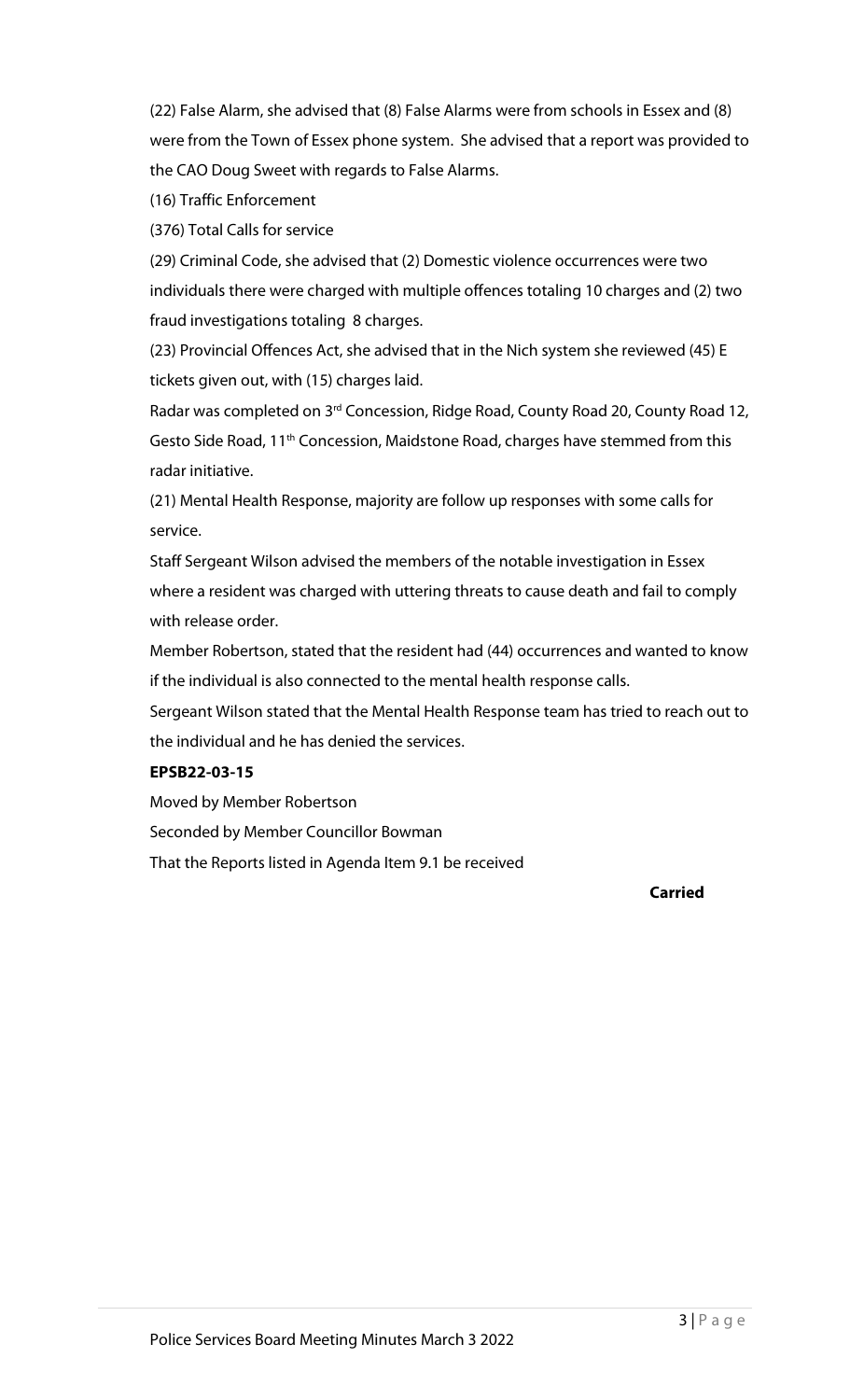(22) False Alarm, she advised that (8) False Alarms were from schools in Essex and (8) were from the Town of Essex phone system. She advised that a report was provided to the CAO Doug Sweet with regards to False Alarms.

(16) Traffic Enforcement

(376) Total Calls for service

(29) Criminal Code, she advised that (2) Domestic violence occurrences were two individuals there were charged with multiple offences totaling 10 charges and (2) two fraud investigations totaling 8 charges.

(23) Provincial Offences Act, she advised that in the Nich system she reviewed (45) E tickets given out, with (15) charges laid.

Radar was completed on 3rd Concession, Ridge Road, County Road 20, County Road 12, Gesto Side Road, 11th Concession, Maidstone Road, charges have stemmed from this radar initiative.

(21) Mental Health Response, majority are follow up responses with some calls for service.

Staff Sergeant Wilson advised the members of the notable investigation in Essex where a resident was charged with uttering threats to cause death and fail to comply with release order.

Member Robertson, stated that the resident had (44) occurrences and wanted to know if the individual is also connected to the mental health response calls.

Sergeant Wilson stated that the Mental Health Response team has tried to reach out to the individual and he has denied the services.

**EPSB22-03-15**

Moved by Member Robertson

Seconded by Member Councillor Bowman

That the Reports listed in Agenda Item 9.1 be received

**Carried**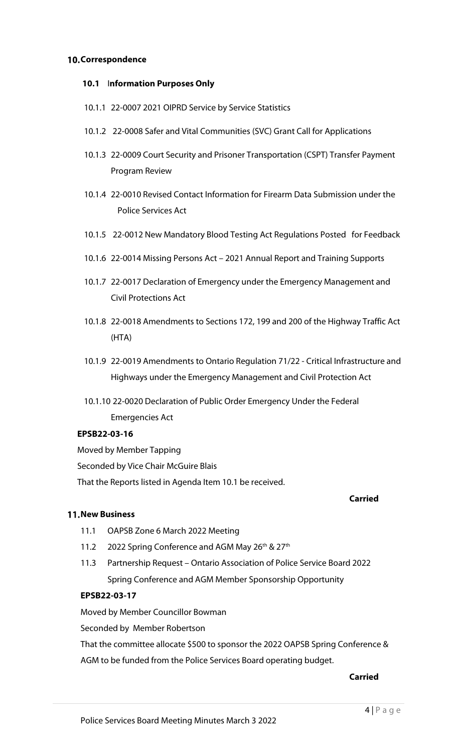## 10. Correspondence

### 10.1 Information Purposes Only

10.1.1 22-0007 2021 OIPRD Service by Service Statistics

10.1.2 22-0008 Safer and Vital Communities (SVC) Grant Call for Applications

10.1.3 22-0009 Court Security and Prisoner Transportation (CSPT) Transfer Payment Program Review

10.1.4 22-0010 Revised Contact Information for Firearm Data Submission under the Police Services Act

10.1.5 22-0012 New Mandatory Blood Testing Act Regulations Posted for Feedback

10.1.6 22-0014 Missing Persons Act – 2021 Annual Report and Training Supports

10.1.7 22-0017 Declaration of Emergency under the Emergency Management and Civil Protections Act

10.1.8 22-0018 Amendments to Sections 172, 199 and 200 of the Highway Traffic Act (HTA)

10.1.9 22-0019 Amendments to Ontario Regulation 71/22 - Critical Infrastructure and Highways under the Emergency Management and Civil Protection Act

10.1.10 22-0020 Declaration of Public Order Emergency Under the Federal Emergencies Act

**EPSB22-03-16**

Moved by Member Tapping

Seconded by Vice Chair McGuire Blais

That the Reports listed in Agenda Item 10.1 be received.

**Carried**

## 11. New Business

11.1 OAPSB Zone 6 March 2022 Meeting

11.2 2022 Spring Conference and AGM May 26th & 27th

11.3 Partnership Request – Ontario Association of Police Service Board 2022 Spring Conference and AGM Member Sponsorship Opportunity

**EPSB22-03-17**

Moved by Member Councillor Bowman

Seconded by Member Robertson

That the committee allocate $500 to sponsor the 2022 OAPSB Spring Conference & AGM to be funded from the Police Services Board operating budget.

**Carried**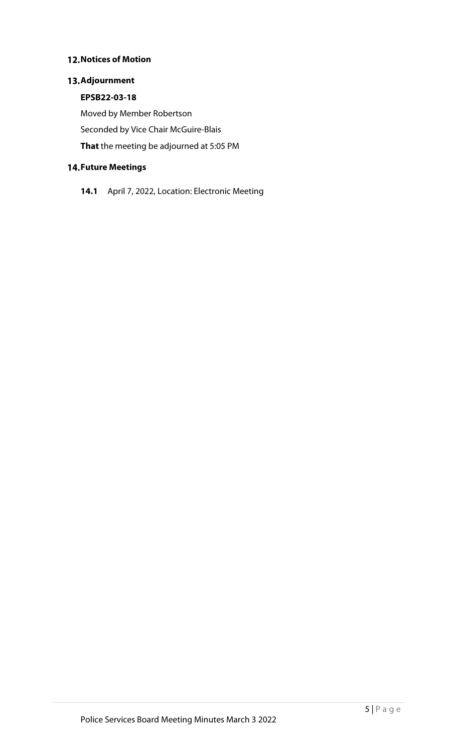## 12. Notices of Motion

## 13. Adjournment

**EPSB22-03-18**

Moved by Member Robertson

Seconded by Vice Chair McGuire-Blais

**That** the meeting be adjourned at 5:05 PM

## 14. Future Meetings

**14.1** April 7, 2022, Location: Electronic Meeting